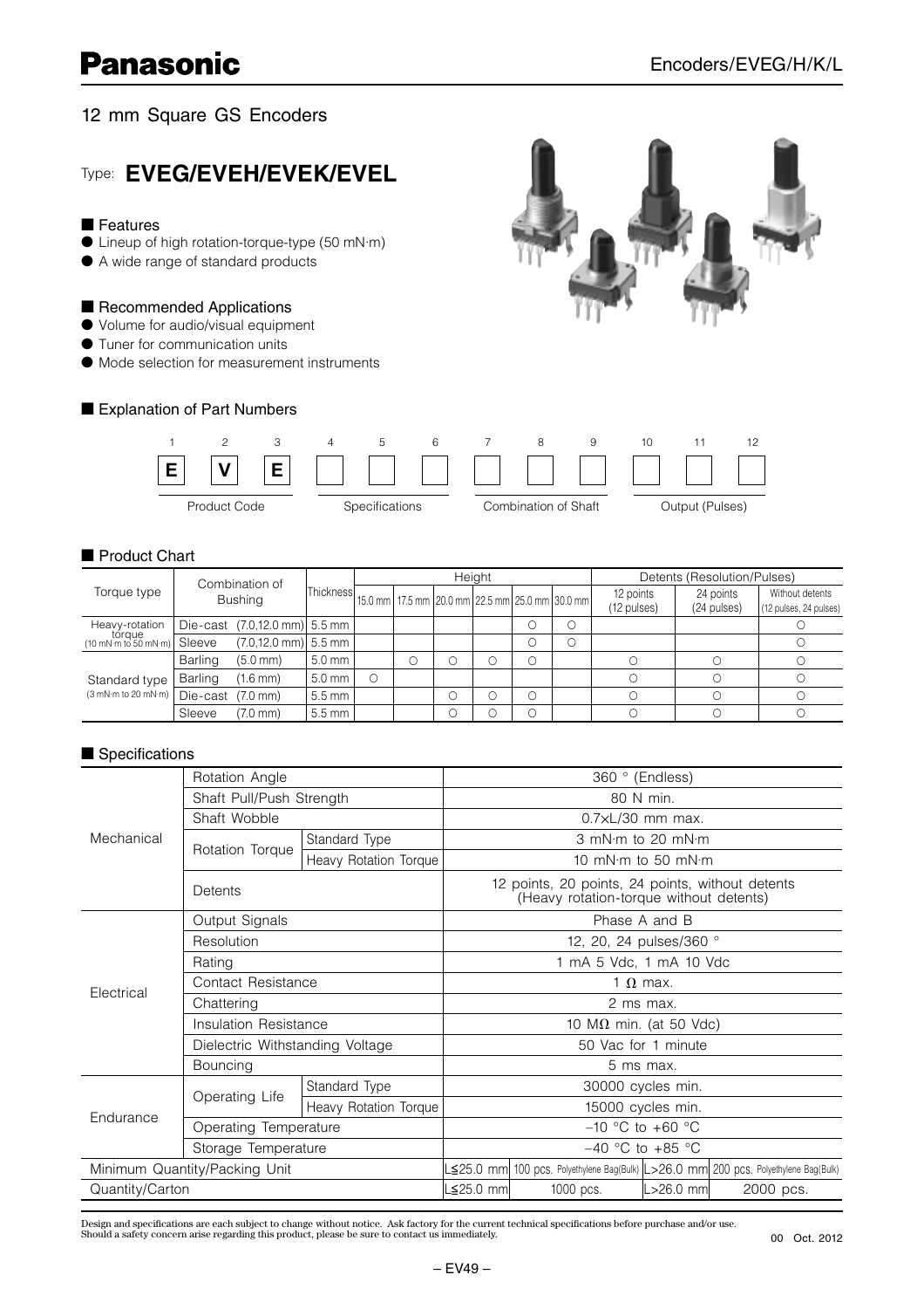12 mm Square GS Encoders

# Type: **EVEG/EVEH/EVEK/EVEL**

## ■ Features

- Lineup of high rotation-torque-type (50 mN·m)
- A wide range of standard products

## ■ Recommended Applications

- Volume for audio/visual equipment
- Tuner for communication units
- Mode selection for measurement instruments

## ■ Explanation of Part Numbers

| 1 | 2 | 3 | 4 | 5 | 6 | 7 | 8 | 9 | 10 | 11 | 12 |
|---|---|---|---|---|---|---|---|---|---|---|---|
| E | V | E | | | | | | | | | |
| Product Code | | | Specifications | | | Combination of Shaft | | | Output (Pulses) | | |

## ■ Product Chart

| Torque type | Combination of Bushing | | Thickness | Height | | | | | | Detents (Resolution/Pulses) | | |
|---|---|---|---|---|---|---|---|---|---|---|---|---|
| | | | | 15.0 mm | 17.5 mm | 20.0 mm | 22.5 mm | 25.0 mm | 30.0 mm | 12 points (12 pulses) | 24 points (24 pulses) | Without detents (12 pulses, 24 pulses) |
| Heavy-rotation torque (10 mN·m to 50 mN·m) | Die-cast | (7.0,12.0 mm) | 5.5 mm | | | | | ○ | ○ | | | ○ |
| | Sleeve | (7.0,12.0 mm) | 5.5 mm | | | | | ○ | ○ | | | ○ |
| Standard type (3 mN·m to 20 mN·m) | Barling | (5.0 mm) | 5.0 mm | | ○ | ○ | ○ | ○ | | ○ | ○ | ○ |
| | Barling | (1.6 mm) | 5.0 mm | ○ | | | | | | ○ | ○ | ○ |
| | Die-cast | (7.0 mm) | 5.5 mm | | | ○ | ○ | ○ | | ○ | ○ | ○ |
| | Sleeve | (7.0 mm) | 5.5 mm | | | ○ | ○ | ○ | | ○ | ○ | ○ |

## ■ Specifications

| | | | | | | |
|---|---|---|---|---|---|---|
| Mechanical | Rotation Angle | | 360 ° (Endless) | | | |
| | Shaft Pull/Push Strength | | 80 N min. | | | |
| | Shaft Wobble | | 0.7×L/30 mm max. | | | |
| | Rotation Torque | Standard Type | 3 mN·m to 20 mN·m | | | |
| | | Heavy Rotation Torque | 10 mN·m to 50 mN·m | | | |
| | Detents | | 12 points, 20 points, 24 points, without detents (Heavy rotation-torque without detents) | | | |
| Electrical | Output Signals | | Phase A and B | | | |
| | Resolution | | 12, 20, 24 pulses/360 ° | | | |
| | Rating | | 1 mA 5 Vdc, 1 mA 10 Vdc | | | |
| | Contact Resistance | | 1 Ω max. | | | |
| | Chattering | | 2 ms max. | | | |
| | Insulation Resistance | | 10 MΩ min. (at 50 Vdc) | | | |
| | Dielectric Withstanding Voltage | | 50 Vac for 1 minute | | | |
| | Bouncing | | 5 ms max. | | | |
| Endurance | Operating Life | Standard Type | 30000 cycles min. | | | |
| | | Heavy Rotation Torque | 15000 cycles min. | | | |
| | Operating Temperature | | –10 °C to +60 °C | | | |
| | Storage Temperature | | –40 °C to +85 °C | | | |
| Minimum Quantity/Packing Unit | | | L≦25.0 mm | 100 pcs. Polyethylene Bag(Bulk) | L>26.0 mm | 200 pcs. Polyethylene Bag(Bulk) |
| Quantity/Carton | | | L≦25.0 mm | 1000 pcs. | L>26.0 mm | 2000 pcs. |

Design and specifications are each subject to change without notice. Ask factory for the current technical specifications before purchase and/or use.
Should a safety concern arise regarding this product, please be sure to contact us immediately.

00 Oct. 2012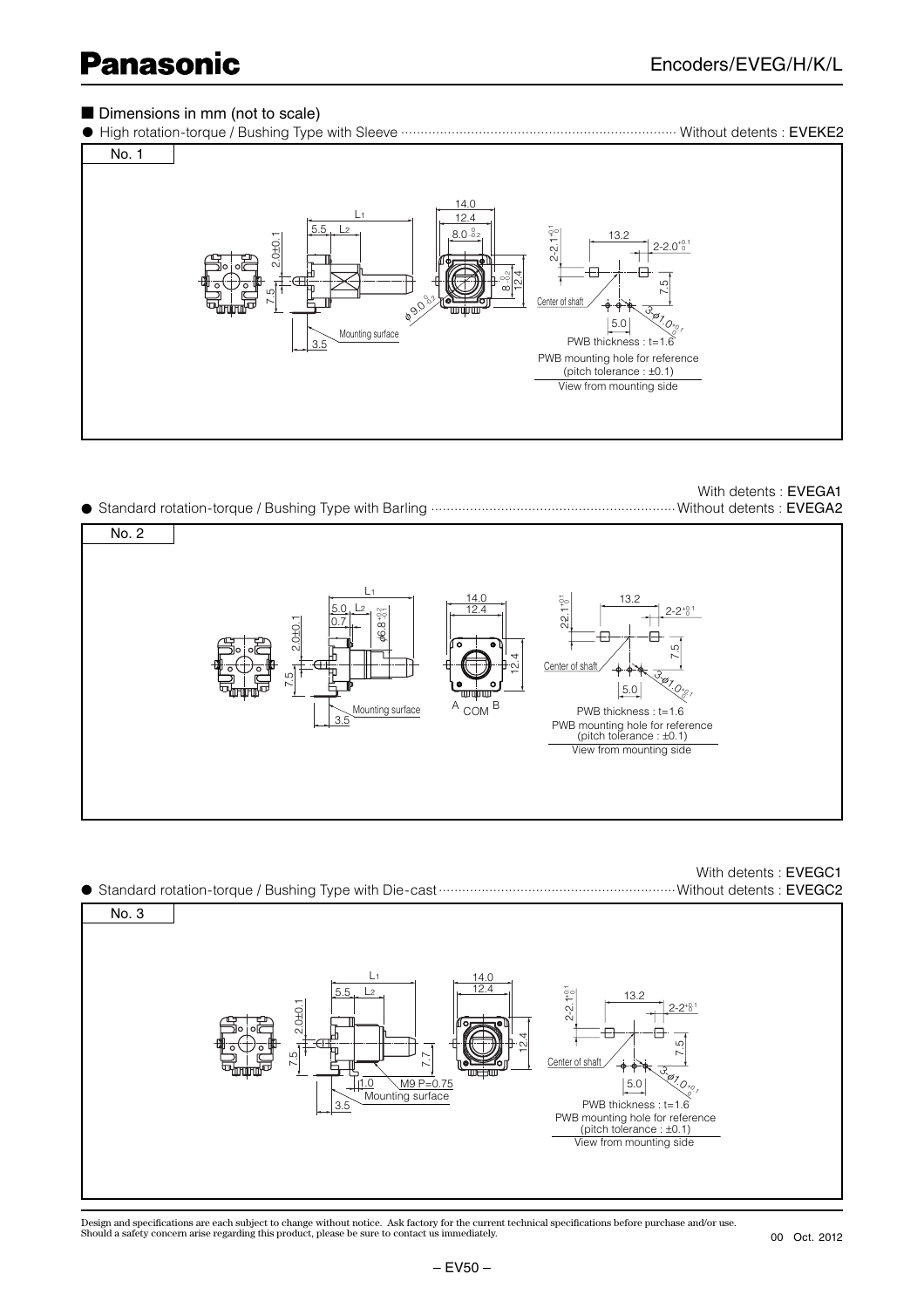## ■ Dimensions in mm (not to scale)

● High rotation-torque / Bushing Type with Sleeve ······ Without detents : **EVEKE2**

No. 1

14.0
12.4
$8.0^{\ 0}_{-0.2}$
$L_1$
5.5 $L_2$
2.0±0.1
7.5
$ø9.0^{\ 0}_{-0.2}$
$8^{\ 0}_{-0.2}$
12.4
Mounting surface
3.5

$2\text{-}2.1^{+0.1}_{\ 0}$
13.2
$2\text{-}2.0^{+0.1}_{\ 0}$
7.5
Center of shaft
5.0
$3\text{-}ø1.0^{+0.1}_{\ 0}$
PWB thickness : t=1.6
PWB mounting hole for reference
(pitch tolerance : ±0.1)
View from mounting side

● Standard rotation-torque / Bushing Type with Barling ······ With detents : **EVEGA1** Without detents : **EVEGA2**

No. 2

$L_1$
5.0 $L_2$
0.7
$ø6.8^{+0.2}_{-0.1}$
2.0±0.1
7.5
Mounting surface
3.5
14.0
12.4
12.4
A COM B

$22.1^{+0.1}_{\ 0}$
13.2
$2\text{-}2^{+0.1}_{\ 0}$
7.5
Center of shaft
5.0
$3\text{-}ø1.0^{+0.1}_{\ 0}$
PWB thickness : t=1.6
PWB mounting hole for reference
(pitch tolerance : ±0.1)
View from mounting side

● Standard rotation-torque / Bushing Type with Die-cast ······ With detents : **EVEGC1** Without detents : **EVEGC2**

No. 3

$L_1$
5.5 $L_2$
2.0±0.1
7.5
7.7
1.0
M9 P=0.75
Mounting surface
3.5
14.0
12.4
12.4

$2\text{-}2.1^{+0.1}_{\ 0}$
13.2
$2\text{-}2^{+0.1}_{\ 0}$
7.5
Center of shaft
5.0
$3\text{-}ø1.0^{+0.1}_{\ 0}$
PWB thickness : t=1.6
PWB mounting hole for reference
(pitch tolerance : ±0.1)
View from mounting side

Design and specifications are each subject to change without notice. Ask factory for the current technical specifications before purchase and/or use.
Should a safety concern arise regarding this product, please be sure to contact us immediately.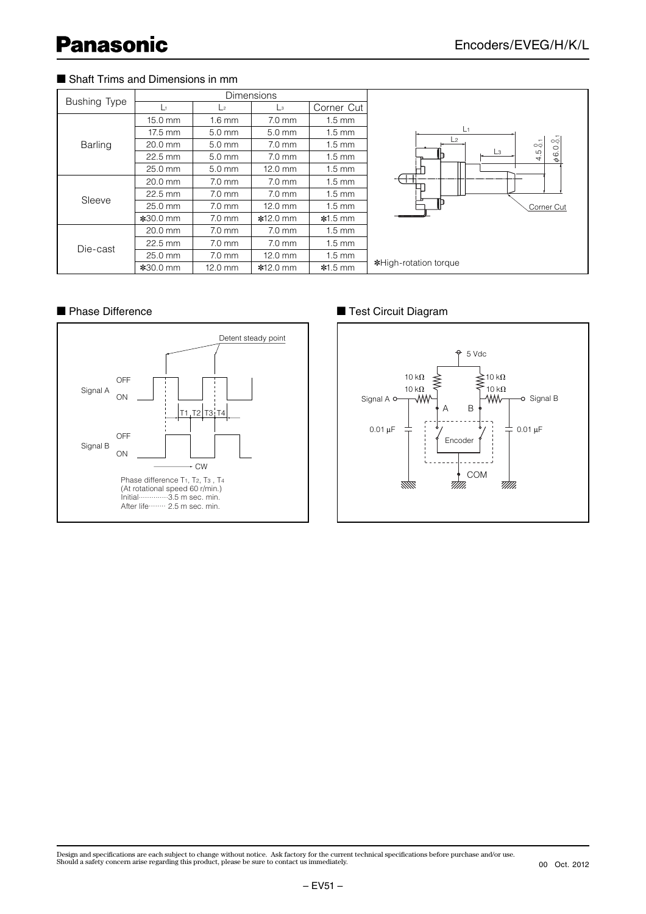## ■ Shaft Trims and Dimensions in mm

| Bushing Type | Dimensions | | | |
|---|---|---|---|---|
| | $L_1$ | $L_2$ | $L_3$ | Corner Cut |
| Barling | 15.0 mm | 1.6 mm | 7.0 mm | 1.5 mm |
| | 17.5 mm | 5.0 mm | 5.0 mm | 1.5 mm |
| | 20.0 mm | 5.0 mm | 7.0 mm | 1.5 mm |
| | 22.5 mm | 5.0 mm | 7.0 mm | 1.5 mm |
| | 25.0 mm | 5.0 mm | 12.0 mm | 1.5 mm |
| Sleeve | 20.0 mm | 7.0 mm | 7.0 mm | 1.5 mm |
| | 22.5 mm | 7.0 mm | 7.0 mm | 1.5 mm |
| | 25.0 mm | 7.0 mm | 12.0 mm | 1.5 mm |
| | ✻30.0 mm | 7.0 mm | ✻12.0 mm | ✻1.5 mm |
| Die-cast | 20.0 mm | 7.0 mm | 7.0 mm | 1.5 mm |
| | 22.5 mm | 7.0 mm | 7.0 mm | 1.5 mm |
| | 25.0 mm | 7.0 mm | 12.0 mm | 1.5 mm |
| | ✻30.0 mm | 12.0 mm | ✻12.0 mm | ✻1.5 mm |

$L_1$
$L_2$
$L_3$
$4.5^{\ 0}_{-0.1}$
$\phi 6.0^{\ 0}_{-0.1}$
Corner Cut

✻High-rotation torque

## ■ Phase Difference

Detent steady point

Signal A OFF ON

T1 T2 T3 T4

Signal B OFF ON

CW

Phase difference $T_1$, $T_2$, $T_3$, $T_4$
(At rotational speed 60 r/min.)
Initial··············3.5 m sec. min.
After life········ 2.5 m sec. min.

## ■ Test Circuit Diagram

5 Vdc
10 kΩ
10 kΩ
10 kΩ
10 kΩ
Signal A
Signal B
A
B
0.01 μF
0.01 μF
Encoder
COM

Design and specifications are each subject to change without notice. Ask factory for the current technical specifications before purchase and/or use.
Should a safety concern arise regarding this product, please be sure to contact us immediately.

00 Oct. 2012